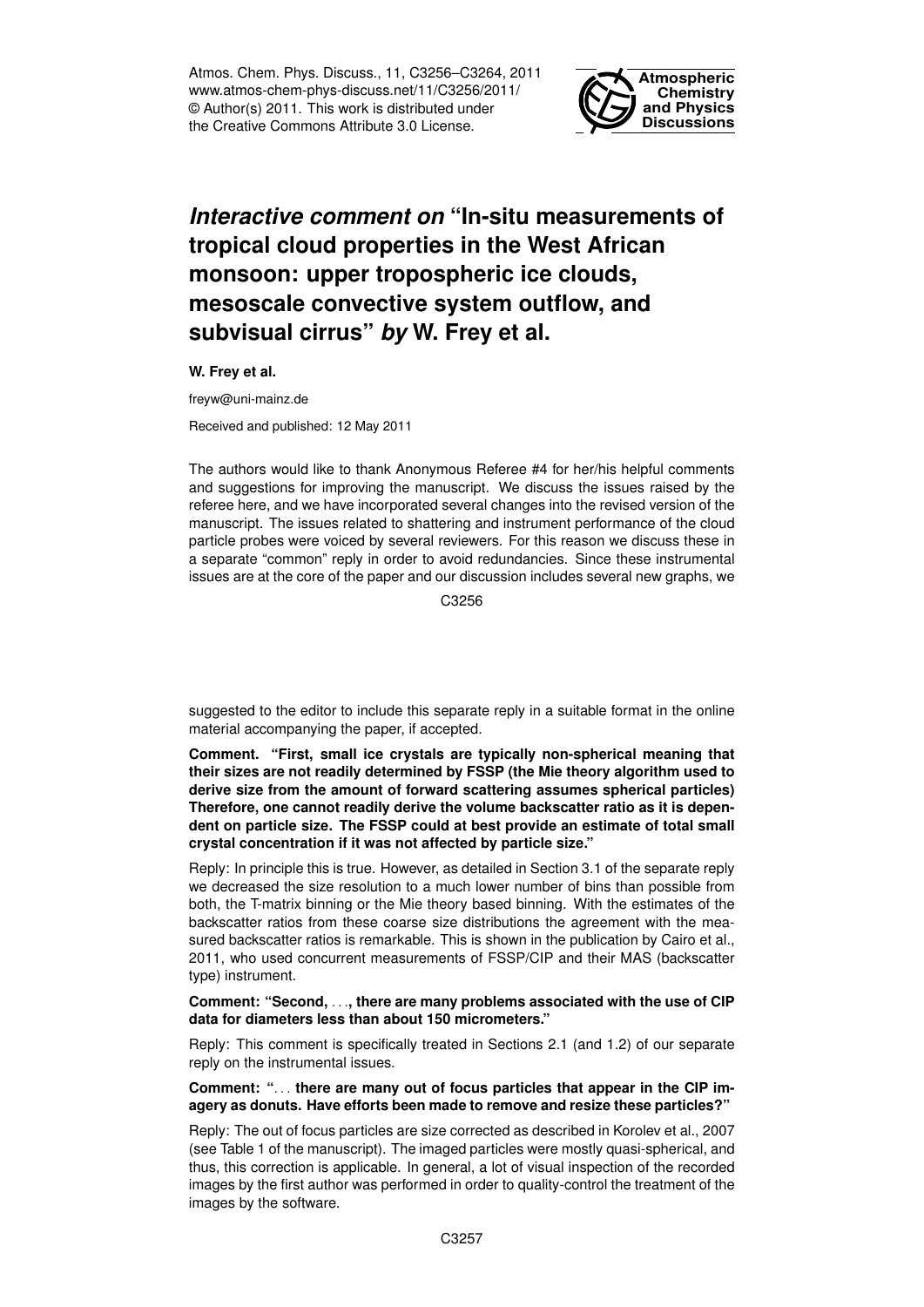# *Interactive comment on* "In-situ measurements of tropical cloud properties in the West African monsoon: upper tropospheric ice clouds, mesoscale convective system outflow, and subvisual cirrus" *by* W. Frey et al.

**W. Frey et al.**

freyw@uni-mainz.de

Received and published: 12 May 2011

The authors would like to thank Anonymous Referee #4 for her/his helpful comments and suggestions for improving the manuscript. We discuss the issues raised by the referee here, and we have incorporated several changes into the revised version of the manuscript. The issues related to shattering and instrument performance of the cloud particle probes were voiced by several reviewers. For this reason we discuss these in a separate "common" reply in order to avoid redundancies. Since these instrumental issues are at the core of the paper and our discussion includes several new graphs, we suggested to the editor to include this separate reply in a suitable format in the online material accompanying the paper, if accepted.

**Comment. "First, small ice crystals are typically non-spherical meaning that their sizes are not readily determined by FSSP (the Mie theory algorithm used to derive size from the amount of forward scattering assumes spherical particles) Therefore, one cannot readily derive the volume backscatter ratio as it is dependent on particle size. The FSSP could at best provide an estimate of total small crystal concentration if it was not affected by particle size."**

Reply: In principle this is true. However, as detailed in Section 3.1 of the separate reply we decreased the size resolution to a much lower number of bins than possible from both, the T-matrix binning or the Mie theory based binning. With the estimates of the backscatter ratios from these coarse size distributions the agreement with the measured backscatter ratios is remarkable. This is shown in the publication by Cairo et al., 2011, who used concurrent measurements of FSSP/CIP and their MAS (backscatter type) instrument.

**Comment: "Second, . . ., there are many problems associated with the use of CIP data for diameters less than about 150 micrometers."**

Reply: This comment is specifically treated in Sections 2.1 (and 1.2) of our separate reply on the instrumental issues.

**Comment: ". . . there are many out of focus particles that appear in the CIP imagery as donuts. Have efforts been made to remove and resize these particles?"**

Reply: The out of focus particles are size corrected as described in Korolev et al., 2007 (see Table 1 of the manuscript). The imaged particles were mostly quasi-spherical, and thus, this correction is applicable. In general, a lot of visual inspection of the recorded images by the first author was performed in order to quality-control the treatment of the images by the software.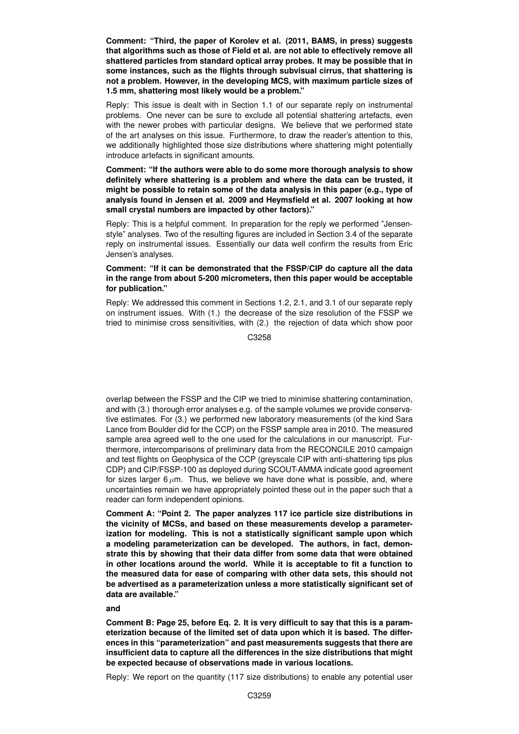**Comment: "Third, the paper of Korolev et al. (2011, BAMS, in press) suggests that algorithms such as those of Field et al. are not able to effectively remove all shattered particles from standard optical array probes. It may be possible that in some instances, such as the flights through subvisual cirrus, that shattering is not a problem. However, in the developing MCS, with maximum particle sizes of 1.5 mm, shattering most likely would be a problem."**

Reply: This issue is dealt with in Section 1.1 of our separate reply on instrumental problems. One never can be sure to exclude all potential shattering artefacts, even with the newer probes with particular designs. We believe that we performed state of the art analyses on this issue. Furthermore, to draw the reader's attention to this, we additionally highlighted those size distributions where shattering might potentially introduce artefacts in significant amounts.

**Comment: "If the authors were able to do some more thorough analysis to show definitely where shattering is a problem and where the data can be trusted, it might be possible to retain some of the data analysis in this paper (e.g., type of analysis found in Jensen et al. 2009 and Heymsfield et al. 2007 looking at how small crystal numbers are impacted by other factors)."**

Reply: This is a helpful comment. In preparation for the reply we performed "Jensen-style" analyses. Two of the resulting figures are included in Section 3.4 of the separate reply on instrumental issues. Essentially our data well confirm the results from Eric Jensen's analyses.

**Comment: "If it can be demonstrated that the FSSP/CIP do capture all the data in the range from about 5-200 micrometers, then this paper would be acceptable for publication."**

Reply: We addressed this comment in Sections 1.2, 2.1, and 3.1 of our separate reply on instrument issues. With (1.) the decrease of the size resolution of the FSSP we tried to minimise cross sensitivities, with (2.) the rejection of data which show poor overlap between the FSSP and the CIP we tried to minimise shattering contamination, and with (3.) thorough error analyses e.g. of the sample volumes we provide conservative estimates. For (3.) we performed new laboratory measurements (of the kind Sara Lance from Boulder did for the CCP) on the FSSP sample area in 2010. The measured sample area agreed well to the one used for the calculations in our manuscript. Furthermore, intercomparisons of preliminary data from the RECONCILE 2010 campaign and test flights on Geophysica of the CCP (greyscale CIP with anti-shattering tips plus CDP) and CIP/FSSP-100 as deployed during SCOUT-AMMA indicate good agreement for sizes larger 6 $\mu$m. Thus, we believe we have done what is possible, and, where uncertainties remain we have appropriately pointed these out in the paper such that a reader can form independent opinions.

**Comment A: "Point 2. The paper analyzes 117 ice particle size distributions in the vicinity of MCSs, and based on these measurements develop a parameterization for modeling. This is not a statistically significant sample upon which a modeling parameterization can be developed. The authors, in fact, demonstrate this by showing that their data differ from some data that were obtained in other locations around the world. While it is acceptable to fit a function to the measured data for ease of comparing with other data sets, this should not be advertised as a parameterization unless a more statistically significant set of data are available."**

**and**

**Comment B: Page 25, before Eq. 2. It is very difficult to say that this is a parameterization because of the limited set of data upon which it is based. The differences in this "parameterization" and past measurements suggests that there are insufficient data to capture all the differences in the size distributions that might be expected because of observations made in various locations.**

Reply: We report on the quantity (117 size distributions) to enable any potential user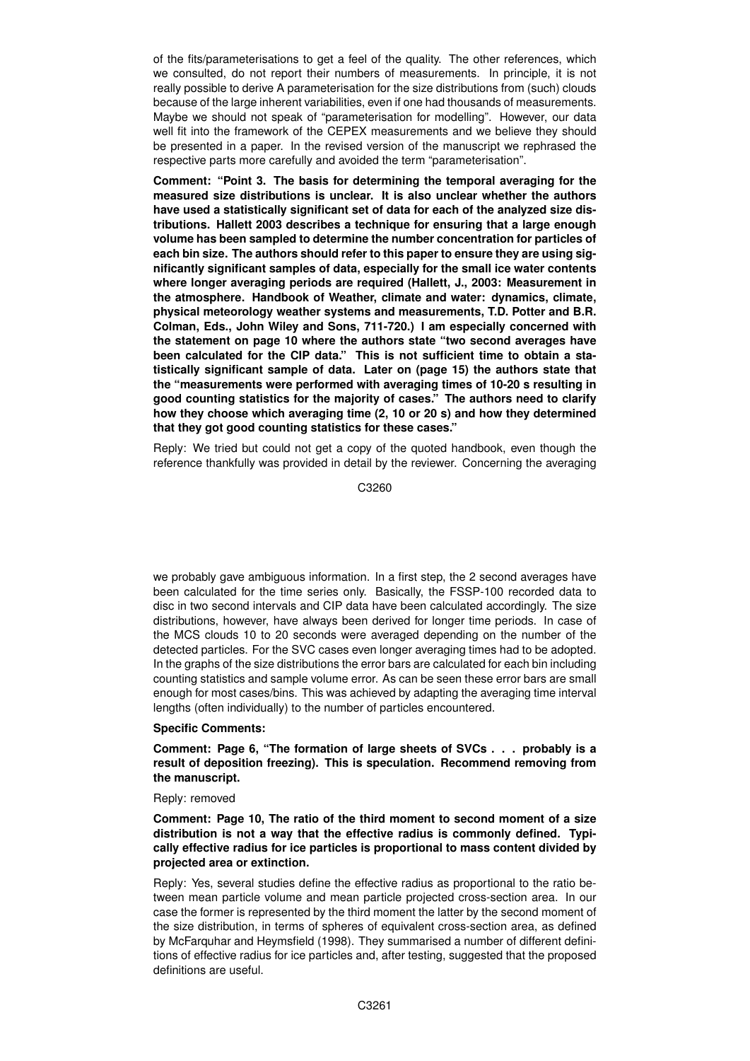of the fits/parameterisations to get a feel of the quality. The other references, which we consulted, do not report their numbers of measurements. In principle, it is not really possible to derive A parameterisation for the size distributions from (such) clouds because of the large inherent variabilities, even if one had thousands of measurements. Maybe we should not speak of "parameterisation for modelling". However, our data well fit into the framework of the CEPEX measurements and we believe they should be presented in a paper. In the revised version of the manuscript we rephrased the respective parts more carefully and avoided the term "parameterisation".

**Comment: "Point 3. The basis for determining the temporal averaging for the measured size distributions is unclear. It is also unclear whether the authors have used a statistically significant set of data for each of the analyzed size distributions. Hallett 2003 describes a technique for ensuring that a large enough volume has been sampled to determine the number concentration for particles of each bin size. The authors should refer to this paper to ensure they are using significantly significant samples of data, especially for the small ice water contents where longer averaging periods are required (Hallett, J., 2003: Measurement in the atmosphere. Handbook of Weather, climate and water: dynamics, climate, physical meteorology weather systems and measurements, T.D. Potter and B.R. Colman, Eds., John Wiley and Sons, 711-720.) I am especially concerned with the statement on page 10 where the authors state "two second averages have been calculated for the CIP data." This is not sufficient time to obtain a statistically significant sample of data. Later on (page 15) the authors state that the "measurements were performed with averaging times of 10-20 s resulting in good counting statistics for the majority of cases." The authors need to clarify how they choose which averaging time (2, 10 or 20 s) and how they determined that they got good counting statistics for these cases."**

Reply: We tried but could not get a copy of the quoted handbook, even though the reference thankfully was provided in detail by the reviewer. Concerning the averaging we probably gave ambiguous information. In a first step, the 2 second averages have been calculated for the time series only. Basically, the FSSP-100 recorded data to disc in two second intervals and CIP data have been calculated accordingly. The size distributions, however, have always been derived for longer time periods. In case of the MCS clouds 10 to 20 seconds were averaged depending on the number of the detected particles. For the SVC cases even longer averaging times had to be adopted. In the graphs of the size distributions the error bars are calculated for each bin including counting statistics and sample volume error. As can be seen these error bars are small enough for most cases/bins. This was achieved by adapting the averaging time interval lengths (often individually) to the number of particles encountered.

**Specific Comments:**

**Comment: Page 6, "The formation of large sheets of SVCs . . . probably is a result of deposition freezing). This is speculation. Recommend removing from the manuscript.**

Reply: removed

**Comment: Page 10, The ratio of the third moment to second moment of a size distribution is not a way that the effective radius is commonly defined. Typically effective radius for ice particles is proportional to mass content divided by projected area or extinction.**

Reply: Yes, several studies define the effective radius as proportional to the ratio between mean particle volume and mean particle projected cross-section area. In our case the former is represented by the third moment the latter by the second moment of the size distribution, in terms of spheres of equivalent cross-section area, as defined by McFarquhar and Heymsfield (1998). They summarised a number of different definitions of effective radius for ice particles and, after testing, suggested that the proposed definitions are useful.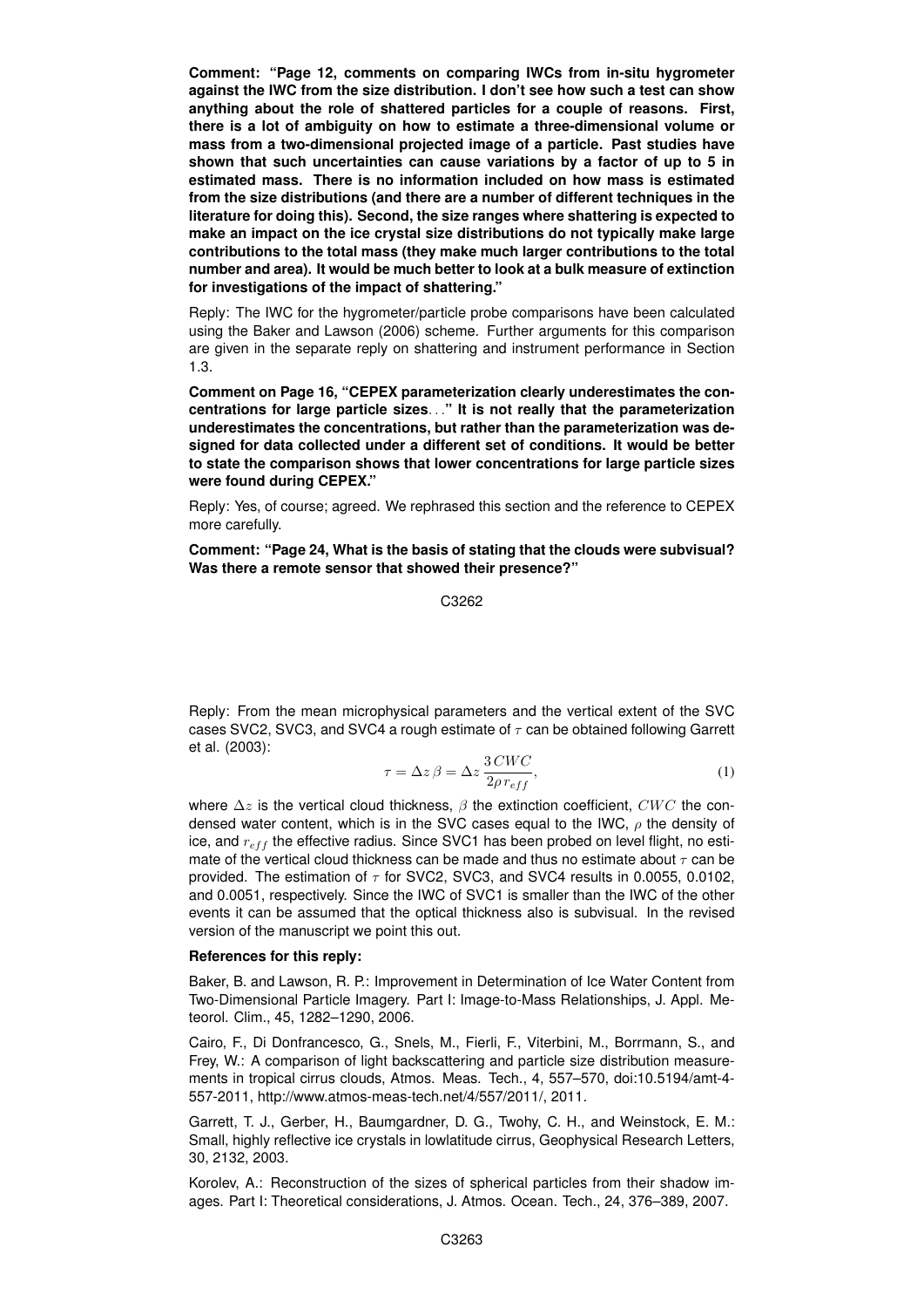**Comment: "Page 12, comments on comparing IWCs from in-situ hygrometer against the IWC from the size distribution. I don't see how such a test can show anything about the role of shattered particles for a couple of reasons. First, there is a lot of ambiguity on how to estimate a three-dimensional volume or mass from a two-dimensional projected image of a particle. Past studies have shown that such uncertainties can cause variations by a factor of up to 5 in estimated mass. There is no information included on how mass is estimated from the size distributions (and there are a number of different techniques in the literature for doing this). Second, the size ranges where shattering is expected to make an impact on the ice crystal size distributions do not typically make large contributions to the total mass (they make much larger contributions to the total number and area). It would be much better to look at a bulk measure of extinction for investigations of the impact of shattering."**

Reply: The IWC for the hygrometer/particle probe comparisons have been calculated using the Baker and Lawson (2006) scheme. Further arguments for this comparison are given in the separate reply on shattering and instrument performance in Section 1.3.

**Comment on Page 16, "CEPEX parameterization clearly underestimates the concentrations for large particle sizes..." It is not really that the parameterization underestimates the concentrations, but rather than the parameterization was designed for data collected under a different set of conditions. It would be better to state the comparison shows that lower concentrations for large particle sizes were found during CEPEX."**

Reply: Yes, of course; agreed. We rephrased this section and the reference to CEPEX more carefully.

**Comment: "Page 24, What is the basis of stating that the clouds were subvisual? Was there a remote sensor that showed their presence?"**

Reply: From the mean microphysical parameters and the vertical extent of the SVC cases SVC2, SVC3, and SVC4 a rough estimate of $\tau$ can be obtained following Garrett et al. (2003):

$$\tau = \Delta z \, \beta = \Delta z \, \frac{3\,CWC}{2\rho\, r_{eff}}, \tag{1}$$

where $\Delta z$ is the vertical cloud thickness, $\beta$ the extinction coefficient, $CWC$ the condensed water content, which is in the SVC cases equal to the IWC, $\rho$ the density of ice, and $r_{eff}$ the effective radius. Since SVC1 has been probed on level flight, no estimate of the vertical cloud thickness can be made and thus no estimate about $\tau$ can be provided. The estimation of $\tau$ for SVC2, SVC3, and SVC4 results in 0.0055, 0.0102, and 0.0051, respectively. Since the IWC of SVC1 is smaller than the IWC of the other events it can be assumed that the optical thickness also is subvisual. In the revised version of the manuscript we point this out.

**References for this reply:**

Baker, B. and Lawson, R. P.: Improvement in Determination of Ice Water Content from Two-Dimensional Particle Imagery. Part I: Image-to-Mass Relationships, J. Appl. Meteorol. Clim., 45, 1282–1290, 2006.

Cairo, F., Di Donfrancesco, G., Snels, M., Fierli, F., Viterbini, M., Borrmann, S., and Frey, W.: A comparison of light backscattering and particle size distribution measurements in tropical cirrus clouds, Atmos. Meas. Tech., 4, 557–570, doi:10.5194/amt-4-557-2011, http://www.atmos-meas-tech.net/4/557/2011/, 2011.

Garrett, T. J., Gerber, H., Baumgardner, D. G., Twohy, C. H., and Weinstock, E. M.: Small, highly reflective ice crystals in lowlatitude cirrus, Geophysical Research Letters, 30, 2132, 2003.

Korolev, A.: Reconstruction of the sizes of spherical particles from their shadow images. Part I: Theoretical considerations, J. Atmos. Ocean. Tech., 24, 376–389, 2007.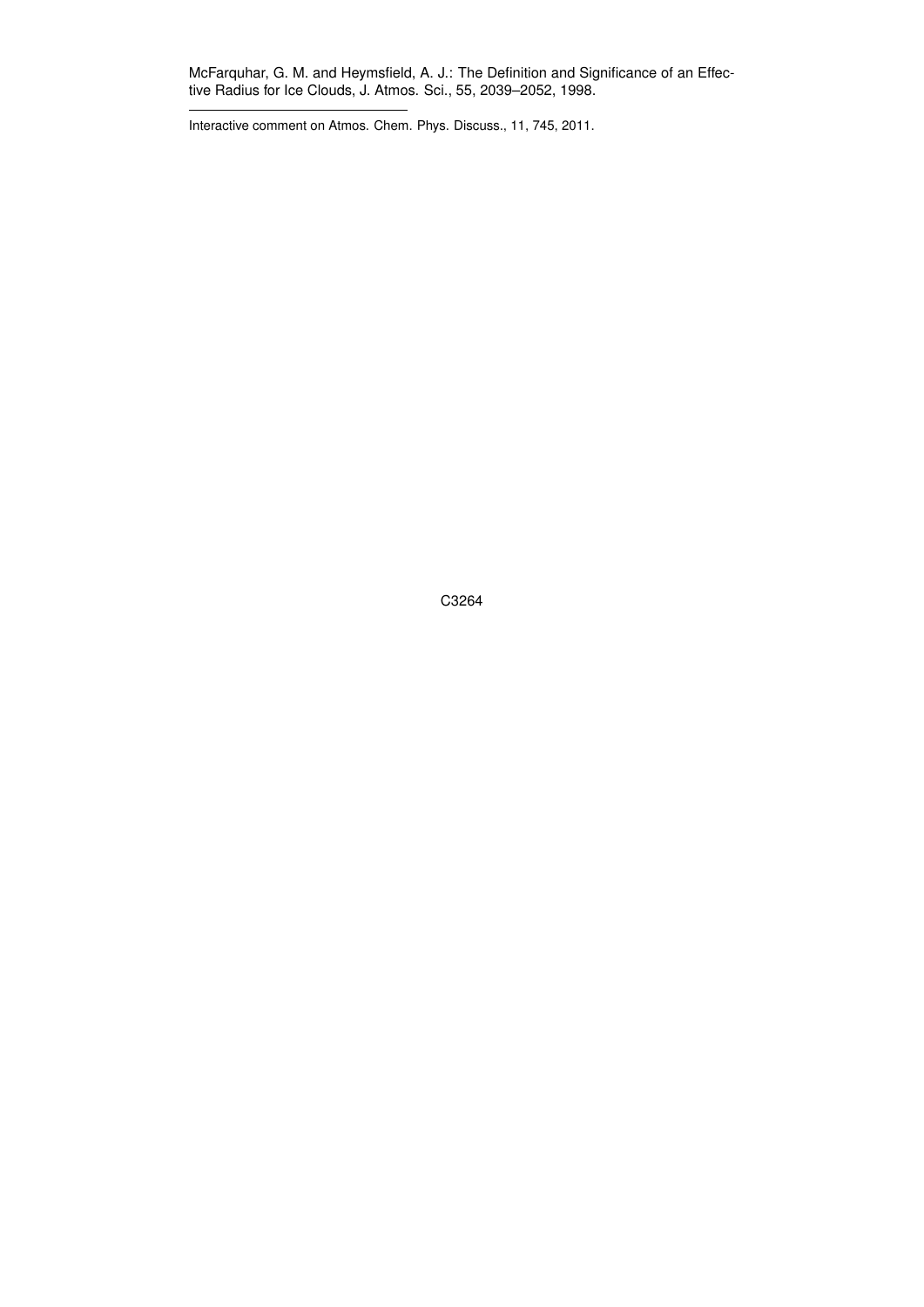McFarquhar, G. M. and Heymsfield, A. J.: The Definition and Significance of an Effective Radius for Ice Clouds, J. Atmos. Sci., 55, 2039–2052, 1998.

---

Interactive comment on Atmos. Chem. Phys. Discuss., 11, 745, 2011.